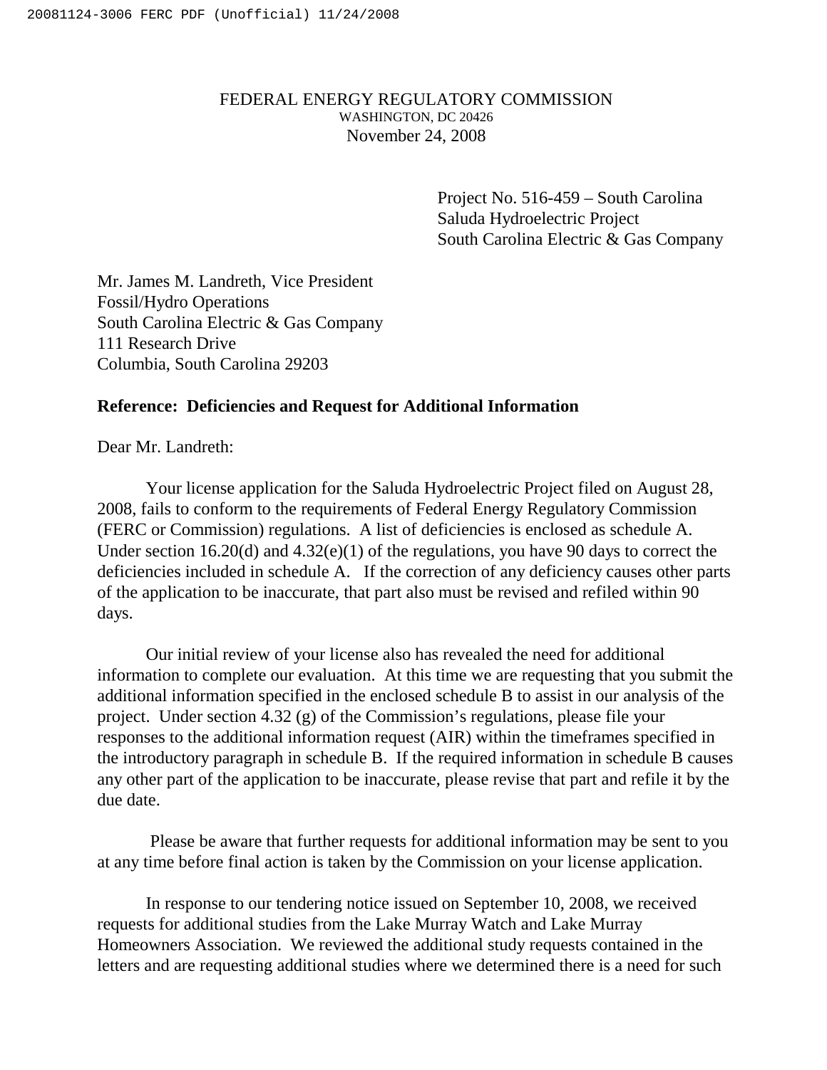FEDERAL ENERGY REGULATORY COMMISSION
WASHINGTON, DC 20426
November 24, 2008

Project No. 516-459 – South Carolina
Saluda Hydroelectric Project
South Carolina Electric & Gas Company

Mr. James M. Landreth, Vice President
Fossil/Hydro Operations
South Carolina Electric & Gas Company
111 Research Drive
Columbia, South Carolina 29203

**Reference: Deficiencies and Request for Additional Information**

Dear Mr. Landreth:

Your license application for the Saluda Hydroelectric Project filed on August 28, 2008, fails to conform to the requirements of Federal Energy Regulatory Commission (FERC or Commission) regulations. A list of deficiencies is enclosed as schedule A. Under section 16.20(d) and 4.32(e)(1) of the regulations, you have 90 days to correct the deficiencies included in schedule A. If the correction of any deficiency causes other parts of the application to be inaccurate, that part also must be revised and refiled within 90 days.

Our initial review of your license also has revealed the need for additional information to complete our evaluation. At this time we are requesting that you submit the additional information specified in the enclosed schedule B to assist in our analysis of the project. Under section 4.32 (g) of the Commission's regulations, please file your responses to the additional information request (AIR) within the timeframes specified in the introductory paragraph in schedule B. If the required information in schedule B causes any other part of the application to be inaccurate, please revise that part and refile it by the due date.

Please be aware that further requests for additional information may be sent to you at any time before final action is taken by the Commission on your license application.

In response to our tendering notice issued on September 10, 2008, we received requests for additional studies from the Lake Murray Watch and Lake Murray Homeowners Association. We reviewed the additional study requests contained in the letters and are requesting additional studies where we determined there is a need for such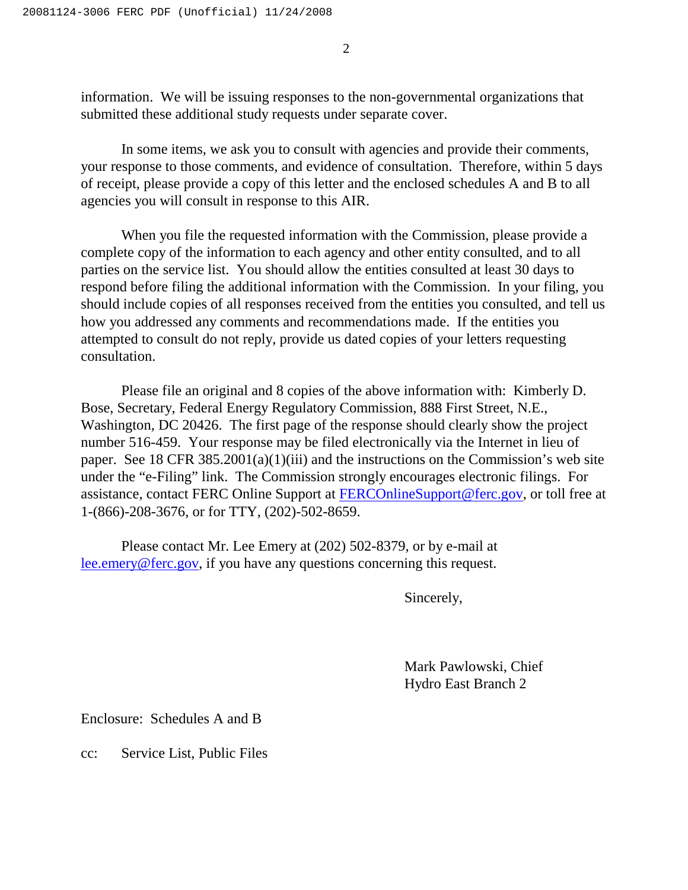information. We will be issuing responses to the non-governmental organizations that submitted these additional study requests under separate cover.

In some items, we ask you to consult with agencies and provide their comments, your response to those comments, and evidence of consultation. Therefore, within 5 days of receipt, please provide a copy of this letter and the enclosed schedules A and B to all agencies you will consult in response to this AIR.

When you file the requested information with the Commission, please provide a complete copy of the information to each agency and other entity consulted, and to all parties on the service list. You should allow the entities consulted at least 30 days to respond before filing the additional information with the Commission. In your filing, you should include copies of all responses received from the entities you consulted, and tell us how you addressed any comments and recommendations made. If the entities you attempted to consult do not reply, provide us dated copies of your letters requesting consultation.

Please file an original and 8 copies of the above information with: Kimberly D. Bose, Secretary, Federal Energy Regulatory Commission, 888 First Street, N.E., Washington, DC 20426. The first page of the response should clearly show the project number 516-459. Your response may be filed electronically via the Internet in lieu of paper. See 18 CFR 385.2001(a)(1)(iii) and the instructions on the Commission's web site under the "e-Filing" link. The Commission strongly encourages electronic filings. For assistance, contact FERC Online Support at FERCOnlineSupport@ferc.gov, or toll free at 1-(866)-208-3676, or for TTY, (202)-502-8659.

Please contact Mr. Lee Emery at (202) 502-8379, or by e-mail at lee.emery@ferc.gov, if you have any questions concerning this request.

Sincerely,

Mark Pawlowski, Chief
Hydro East Branch 2

Enclosure: Schedules A and B

cc: Service List, Public Files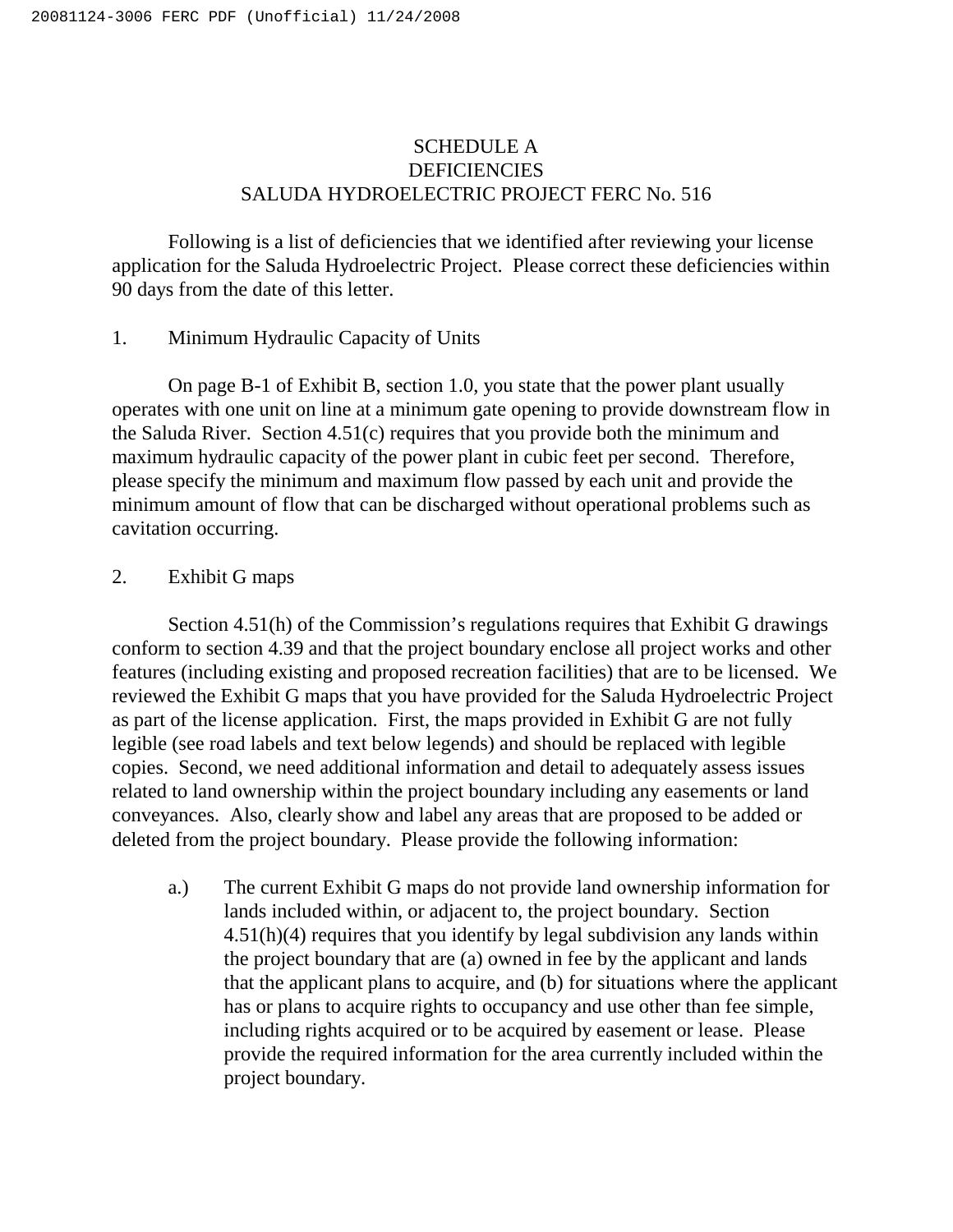# SCHEDULE A
## DEFICIENCIES
## SALUDA HYDROELECTRIC PROJECT FERC No. 516

Following is a list of deficiencies that we identified after reviewing your license application for the Saluda Hydroelectric Project. Please correct these deficiencies within 90 days from the date of this letter.

1. Minimum Hydraulic Capacity of Units

On page B-1 of Exhibit B, section 1.0, you state that the power plant usually operates with one unit on line at a minimum gate opening to provide downstream flow in the Saluda River. Section 4.51(c) requires that you provide both the minimum and maximum hydraulic capacity of the power plant in cubic feet per second. Therefore, please specify the minimum and maximum flow passed by each unit and provide the minimum amount of flow that can be discharged without operational problems such as cavitation occurring.

2. Exhibit G maps

Section 4.51(h) of the Commission's regulations requires that Exhibit G drawings conform to section 4.39 and that the project boundary enclose all project works and other features (including existing and proposed recreation facilities) that are to be licensed. We reviewed the Exhibit G maps that you have provided for the Saluda Hydroelectric Project as part of the license application. First, the maps provided in Exhibit G are not fully legible (see road labels and text below legends) and should be replaced with legible copies. Second, we need additional information and detail to adequately assess issues related to land ownership within the project boundary including any easements or land conveyances. Also, clearly show and label any areas that are proposed to be added or deleted from the project boundary. Please provide the following information:

a.) The current Exhibit G maps do not provide land ownership information for lands included within, or adjacent to, the project boundary. Section 4.51(h)(4) requires that you identify by legal subdivision any lands within the project boundary that are (a) owned in fee by the applicant and lands that the applicant plans to acquire, and (b) for situations where the applicant has or plans to acquire rights to occupancy and use other than fee simple, including rights acquired or to be acquired by easement or lease. Please provide the required information for the area currently included within the project boundary.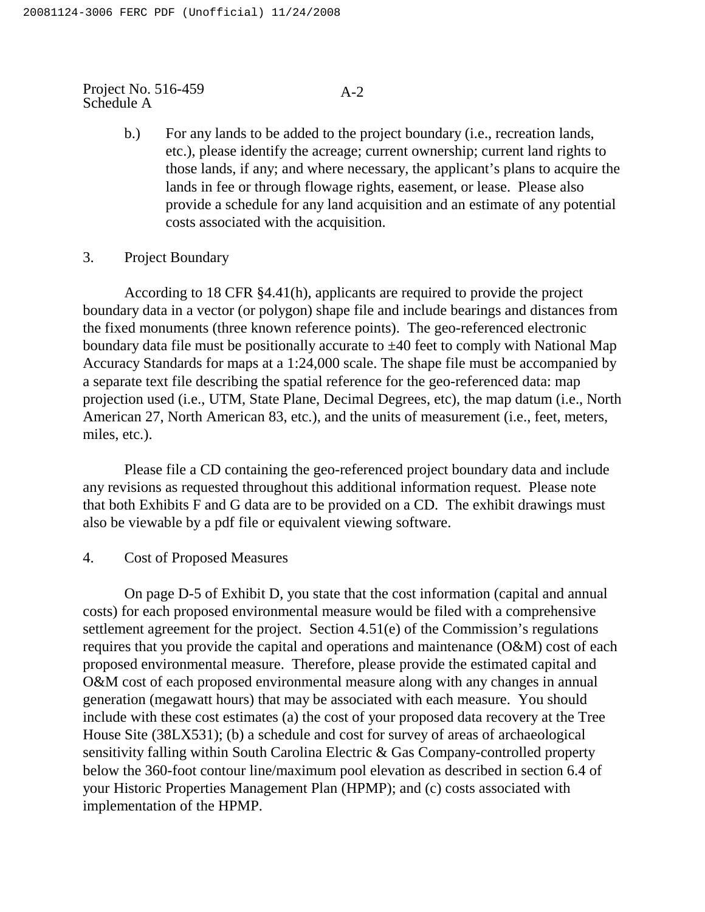b.) For any lands to be added to the project boundary (i.e., recreation lands, etc.), please identify the acreage; current ownership; current land rights to those lands, if any; and where necessary, the applicant's plans to acquire the lands in fee or through flowage rights, easement, or lease. Please also provide a schedule for any land acquisition and an estimate of any potential costs associated with the acquisition.

3. Project Boundary

According to 18 CFR §4.41(h), applicants are required to provide the project boundary data in a vector (or polygon) shape file and include bearings and distances from the fixed monuments (three known reference points). The geo-referenced electronic boundary data file must be positionally accurate to ±40 feet to comply with National Map Accuracy Standards for maps at a 1:24,000 scale. The shape file must be accompanied by a separate text file describing the spatial reference for the geo-referenced data: map projection used (i.e., UTM, State Plane, Decimal Degrees, etc), the map datum (i.e., North American 27, North American 83, etc.), and the units of measurement (i.e., feet, meters, miles, etc.).

Please file a CD containing the geo-referenced project boundary data and include any revisions as requested throughout this additional information request. Please note that both Exhibits F and G data are to be provided on a CD. The exhibit drawings must also be viewable by a pdf file or equivalent viewing software.

4. Cost of Proposed Measures

On page D-5 of Exhibit D, you state that the cost information (capital and annual costs) for each proposed environmental measure would be filed with a comprehensive settlement agreement for the project. Section 4.51(e) of the Commission's regulations requires that you provide the capital and operations and maintenance (O&M) cost of each proposed environmental measure. Therefore, please provide the estimated capital and O&M cost of each proposed environmental measure along with any changes in annual generation (megawatt hours) that may be associated with each measure. You should include with these cost estimates (a) the cost of your proposed data recovery at the Tree House Site (38LX531); (b) a schedule and cost for survey of areas of archaeological sensitivity falling within South Carolina Electric & Gas Company-controlled property below the 360-foot contour line/maximum pool elevation as described in section 6.4 of your Historic Properties Management Plan (HPMP); and (c) costs associated with implementation of the HPMP.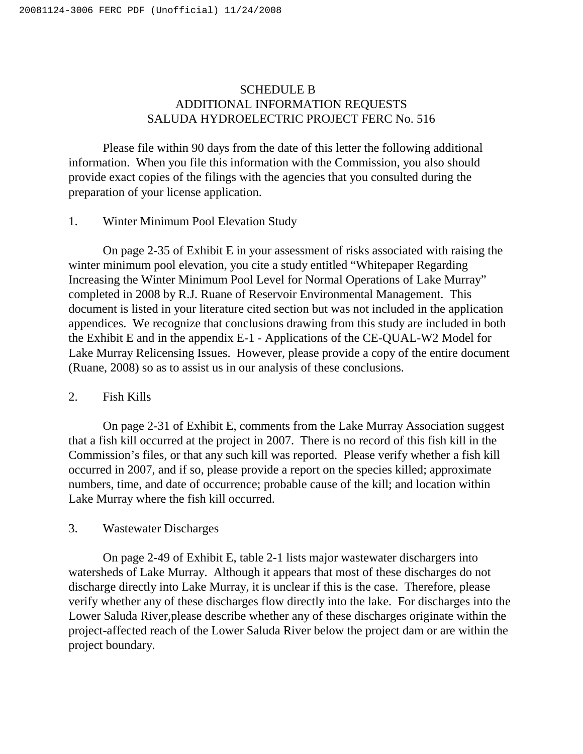SCHEDULE B
ADDITIONAL INFORMATION REQUESTS
SALUDA HYDROELECTRIC PROJECT FERC No. 516

Please file within 90 days from the date of this letter the following additional information. When you file this information with the Commission, you also should provide exact copies of the filings with the agencies that you consulted during the preparation of your license application.

1. Winter Minimum Pool Elevation Study

On page 2-35 of Exhibit E in your assessment of risks associated with raising the winter minimum pool elevation, you cite a study entitled "Whitepaper Regarding Increasing the Winter Minimum Pool Level for Normal Operations of Lake Murray" completed in 2008 by R.J. Ruane of Reservoir Environmental Management. This document is listed in your literature cited section but was not included in the application appendices. We recognize that conclusions drawing from this study are included in both the Exhibit E and in the appendix E-1 - Applications of the CE-QUAL-W2 Model for Lake Murray Relicensing Issues. However, please provide a copy of the entire document (Ruane, 2008) so as to assist us in our analysis of these conclusions.

2. Fish Kills

On page 2-31 of Exhibit E, comments from the Lake Murray Association suggest that a fish kill occurred at the project in 2007. There is no record of this fish kill in the Commission's files, or that any such kill was reported. Please verify whether a fish kill occurred in 2007, and if so, please provide a report on the species killed; approximate numbers, time, and date of occurrence; probable cause of the kill; and location within Lake Murray where the fish kill occurred.

3. Wastewater Discharges

On page 2-49 of Exhibit E, table 2-1 lists major wastewater dischargers into watersheds of Lake Murray. Although it appears that most of these discharges do not discharge directly into Lake Murray, it is unclear if this is the case. Therefore, please verify whether any of these discharges flow directly into the lake. For discharges into the Lower Saluda River,please describe whether any of these discharges originate within the project-affected reach of the Lower Saluda River below the project dam or are within the project boundary.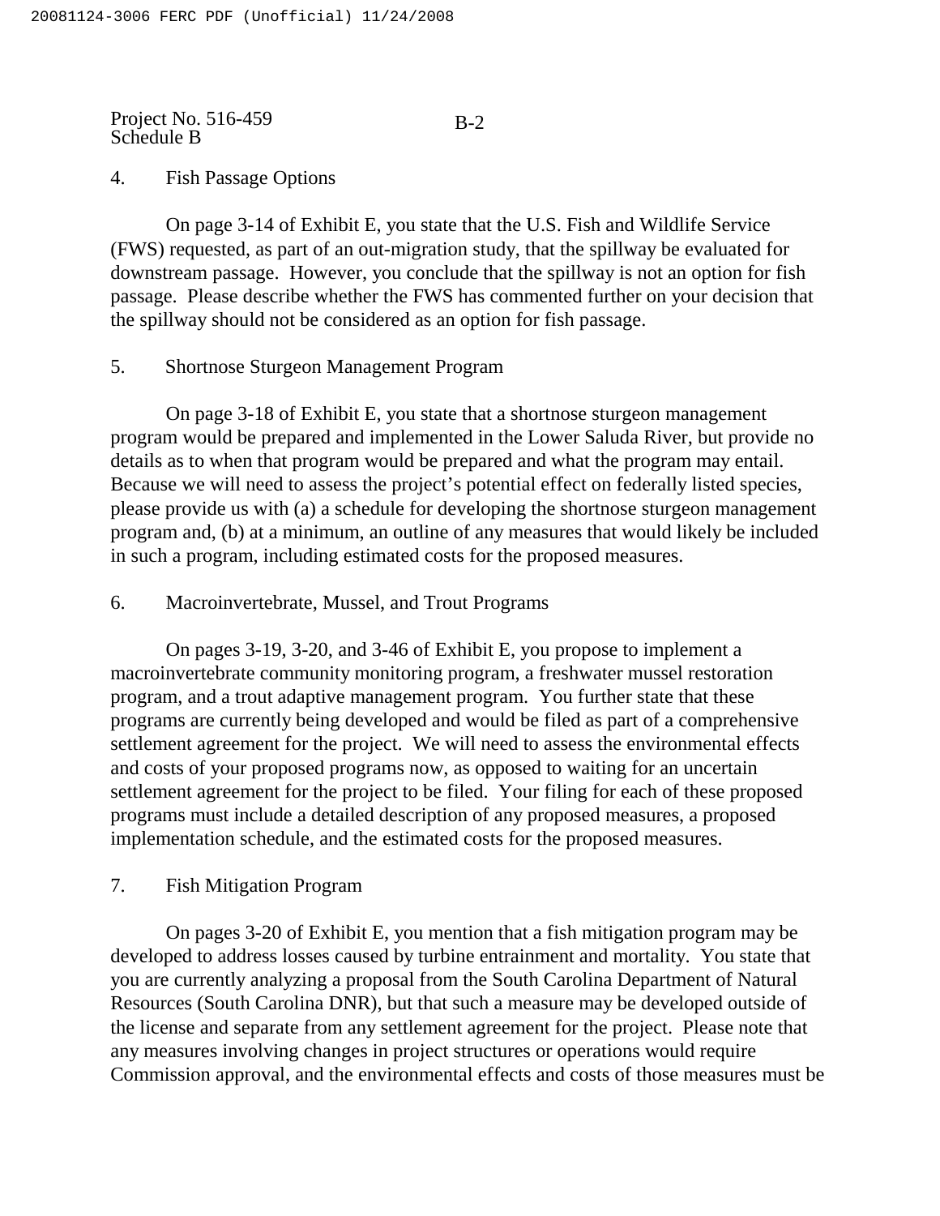4. Fish Passage Options

On page 3-14 of Exhibit E, you state that the U.S. Fish and Wildlife Service (FWS) requested, as part of an out-migration study, that the spillway be evaluated for downstream passage. However, you conclude that the spillway is not an option for fish passage. Please describe whether the FWS has commented further on your decision that the spillway should not be considered as an option for fish passage.

5. Shortnose Sturgeon Management Program

On page 3-18 of Exhibit E, you state that a shortnose sturgeon management program would be prepared and implemented in the Lower Saluda River, but provide no details as to when that program would be prepared and what the program may entail. Because we will need to assess the project's potential effect on federally listed species, please provide us with (a) a schedule for developing the shortnose sturgeon management program and, (b) at a minimum, an outline of any measures that would likely be included in such a program, including estimated costs for the proposed measures.

6. Macroinvertebrate, Mussel, and Trout Programs

On pages 3-19, 3-20, and 3-46 of Exhibit E, you propose to implement a macroinvertebrate community monitoring program, a freshwater mussel restoration program, and a trout adaptive management program. You further state that these programs are currently being developed and would be filed as part of a comprehensive settlement agreement for the project. We will need to assess the environmental effects and costs of your proposed programs now, as opposed to waiting for an uncertain settlement agreement for the project to be filed. Your filing for each of these proposed programs must include a detailed description of any proposed measures, a proposed implementation schedule, and the estimated costs for the proposed measures.

7. Fish Mitigation Program

On pages 3-20 of Exhibit E, you mention that a fish mitigation program may be developed to address losses caused by turbine entrainment and mortality. You state that you are currently analyzing a proposal from the South Carolina Department of Natural Resources (South Carolina DNR), but that such a measure may be developed outside of the license and separate from any settlement agreement for the project. Please note that any measures involving changes in project structures or operations would require Commission approval, and the environmental effects and costs of those measures must be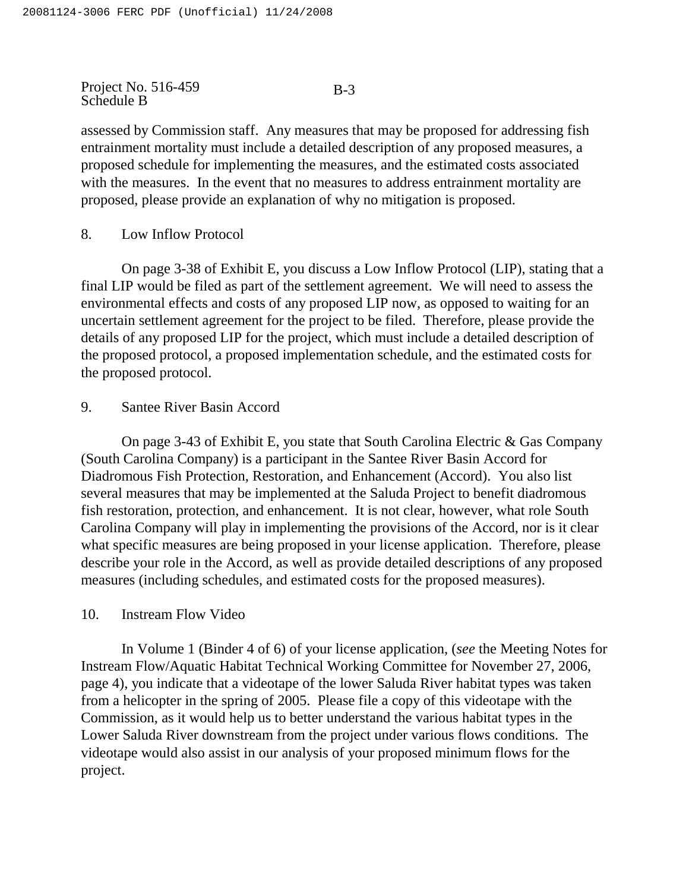assessed by Commission staff. Any measures that may be proposed for addressing fish entrainment mortality must include a detailed description of any proposed measures, a proposed schedule for implementing the measures, and the estimated costs associated with the measures. In the event that no measures to address entrainment mortality are proposed, please provide an explanation of why no mitigation is proposed.

8. Low Inflow Protocol

On page 3-38 of Exhibit E, you discuss a Low Inflow Protocol (LIP), stating that a final LIP would be filed as part of the settlement agreement. We will need to assess the environmental effects and costs of any proposed LIP now, as opposed to waiting for an uncertain settlement agreement for the project to be filed. Therefore, please provide the details of any proposed LIP for the project, which must include a detailed description of the proposed protocol, a proposed implementation schedule, and the estimated costs for the proposed protocol.

9. Santee River Basin Accord

On page 3-43 of Exhibit E, you state that South Carolina Electric & Gas Company (South Carolina Company) is a participant in the Santee River Basin Accord for Diadromous Fish Protection, Restoration, and Enhancement (Accord). You also list several measures that may be implemented at the Saluda Project to benefit diadromous fish restoration, protection, and enhancement. It is not clear, however, what role South Carolina Company will play in implementing the provisions of the Accord, nor is it clear what specific measures are being proposed in your license application. Therefore, please describe your role in the Accord, as well as provide detailed descriptions of any proposed measures (including schedules, and estimated costs for the proposed measures).

10. Instream Flow Video

In Volume 1 (Binder 4 of 6) of your license application, (*see* the Meeting Notes for Instream Flow/Aquatic Habitat Technical Working Committee for November 27, 2006, page 4), you indicate that a videotape of the lower Saluda River habitat types was taken from a helicopter in the spring of 2005. Please file a copy of this videotape with the Commission, as it would help us to better understand the various habitat types in the Lower Saluda River downstream from the project under various flows conditions. The videotape would also assist in our analysis of your proposed minimum flows for the project.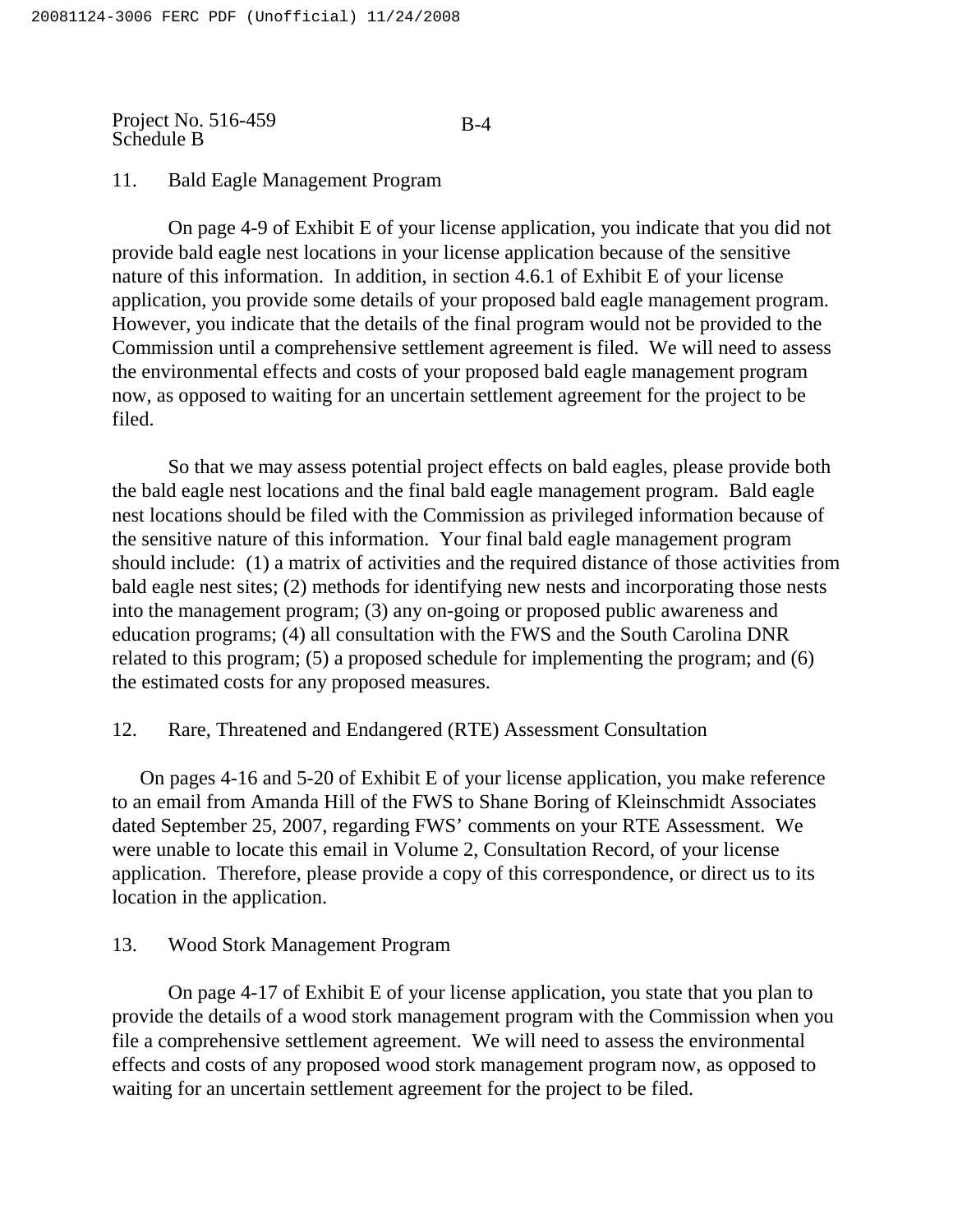11. Bald Eagle Management Program

On page 4-9 of Exhibit E of your license application, you indicate that you did not provide bald eagle nest locations in your license application because of the sensitive nature of this information. In addition, in section 4.6.1 of Exhibit E of your license application, you provide some details of your proposed bald eagle management program. However, you indicate that the details of the final program would not be provided to the Commission until a comprehensive settlement agreement is filed. We will need to assess the environmental effects and costs of your proposed bald eagle management program now, as opposed to waiting for an uncertain settlement agreement for the project to be filed.

So that we may assess potential project effects on bald eagles, please provide both the bald eagle nest locations and the final bald eagle management program. Bald eagle nest locations should be filed with the Commission as privileged information because of the sensitive nature of this information. Your final bald eagle management program should include: (1) a matrix of activities and the required distance of those activities from bald eagle nest sites; (2) methods for identifying new nests and incorporating those nests into the management program; (3) any on-going or proposed public awareness and education programs; (4) all consultation with the FWS and the South Carolina DNR related to this program; (5) a proposed schedule for implementing the program; and (6) the estimated costs for any proposed measures.

12. Rare, Threatened and Endangered (RTE) Assessment Consultation

On pages 4-16 and 5-20 of Exhibit E of your license application, you make reference to an email from Amanda Hill of the FWS to Shane Boring of Kleinschmidt Associates dated September 25, 2007, regarding FWS' comments on your RTE Assessment. We were unable to locate this email in Volume 2, Consultation Record, of your license application. Therefore, please provide a copy of this correspondence, or direct us to its location in the application.

13. Wood Stork Management Program

On page 4-17 of Exhibit E of your license application, you state that you plan to provide the details of a wood stork management program with the Commission when you file a comprehensive settlement agreement. We will need to assess the environmental effects and costs of any proposed wood stork management program now, as opposed to waiting for an uncertain settlement agreement for the project to be filed.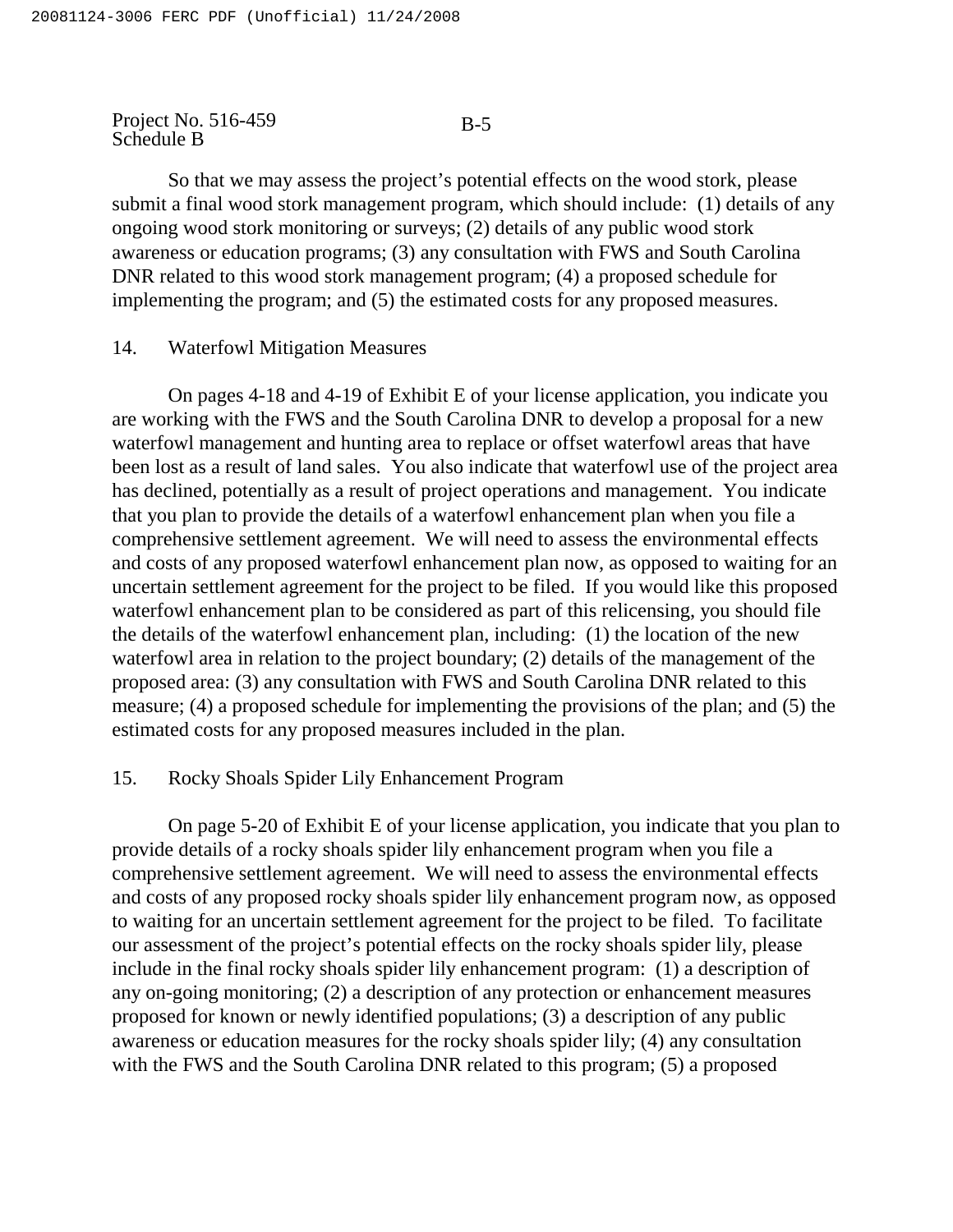So that we may assess the project's potential effects on the wood stork, please submit a final wood stork management program, which should include: (1) details of any ongoing wood stork monitoring or surveys; (2) details of any public wood stork awareness or education programs; (3) any consultation with FWS and South Carolina DNR related to this wood stork management program; (4) a proposed schedule for implementing the program; and (5) the estimated costs for any proposed measures.

## 14. Waterfowl Mitigation Measures

On pages 4-18 and 4-19 of Exhibit E of your license application, you indicate you are working with the FWS and the South Carolina DNR to develop a proposal for a new waterfowl management and hunting area to replace or offset waterfowl areas that have been lost as a result of land sales. You also indicate that waterfowl use of the project area has declined, potentially as a result of project operations and management. You indicate that you plan to provide the details of a waterfowl enhancement plan when you file a comprehensive settlement agreement. We will need to assess the environmental effects and costs of any proposed waterfowl enhancement plan now, as opposed to waiting for an uncertain settlement agreement for the project to be filed. If you would like this proposed waterfowl enhancement plan to be considered as part of this relicensing, you should file the details of the waterfowl enhancement plan, including: (1) the location of the new waterfowl area in relation to the project boundary; (2) details of the management of the proposed area: (3) any consultation with FWS and South Carolina DNR related to this measure; (4) a proposed schedule for implementing the provisions of the plan; and (5) the estimated costs for any proposed measures included in the plan.

## 15. Rocky Shoals Spider Lily Enhancement Program

On page 5-20 of Exhibit E of your license application, you indicate that you plan to provide details of a rocky shoals spider lily enhancement program when you file a comprehensive settlement agreement. We will need to assess the environmental effects and costs of any proposed rocky shoals spider lily enhancement program now, as opposed to waiting for an uncertain settlement agreement for the project to be filed. To facilitate our assessment of the project's potential effects on the rocky shoals spider lily, please include in the final rocky shoals spider lily enhancement program: (1) a description of any on-going monitoring; (2) a description of any protection or enhancement measures proposed for known or newly identified populations; (3) a description of any public awareness or education measures for the rocky shoals spider lily; (4) any consultation with the FWS and the South Carolina DNR related to this program; (5) a proposed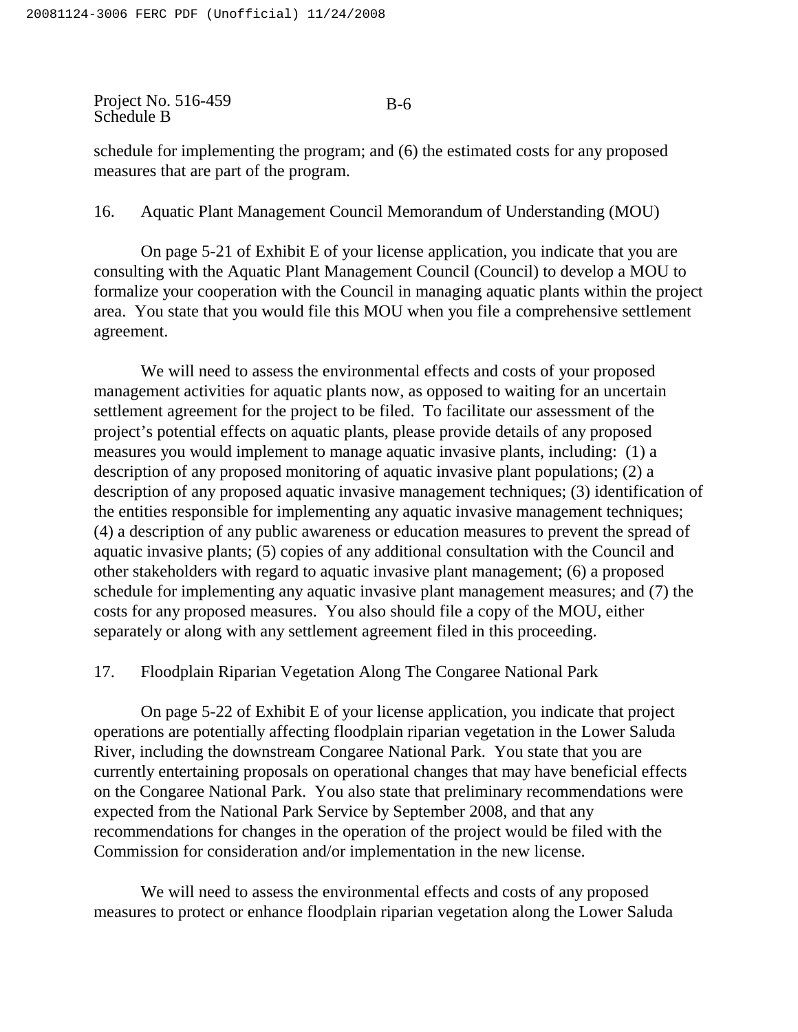schedule for implementing the program; and (6) the estimated costs for any proposed measures that are part of the program.

16. Aquatic Plant Management Council Memorandum of Understanding (MOU)

On page 5-21 of Exhibit E of your license application, you indicate that you are consulting with the Aquatic Plant Management Council (Council) to develop a MOU to formalize your cooperation with the Council in managing aquatic plants within the project area. You state that you would file this MOU when you file a comprehensive settlement agreement.

We will need to assess the environmental effects and costs of your proposed management activities for aquatic plants now, as opposed to waiting for an uncertain settlement agreement for the project to be filed. To facilitate our assessment of the project's potential effects on aquatic plants, please provide details of any proposed measures you would implement to manage aquatic invasive plants, including: (1) a description of any proposed monitoring of aquatic invasive plant populations; (2) a description of any proposed aquatic invasive management techniques; (3) identification of the entities responsible for implementing any aquatic invasive management techniques; (4) a description of any public awareness or education measures to prevent the spread of aquatic invasive plants; (5) copies of any additional consultation with the Council and other stakeholders with regard to aquatic invasive plant management; (6) a proposed schedule for implementing any aquatic invasive plant management measures; and (7) the costs for any proposed measures. You also should file a copy of the MOU, either separately or along with any settlement agreement filed in this proceeding.

17. Floodplain Riparian Vegetation Along The Congaree National Park

On page 5-22 of Exhibit E of your license application, you indicate that project operations are potentially affecting floodplain riparian vegetation in the Lower Saluda River, including the downstream Congaree National Park. You state that you are currently entertaining proposals on operational changes that may have beneficial effects on the Congaree National Park. You also state that preliminary recommendations were expected from the National Park Service by September 2008, and that any recommendations for changes in the operation of the project would be filed with the Commission for consideration and/or implementation in the new license.

We will need to assess the environmental effects and costs of any proposed measures to protect or enhance floodplain riparian vegetation along the Lower Saluda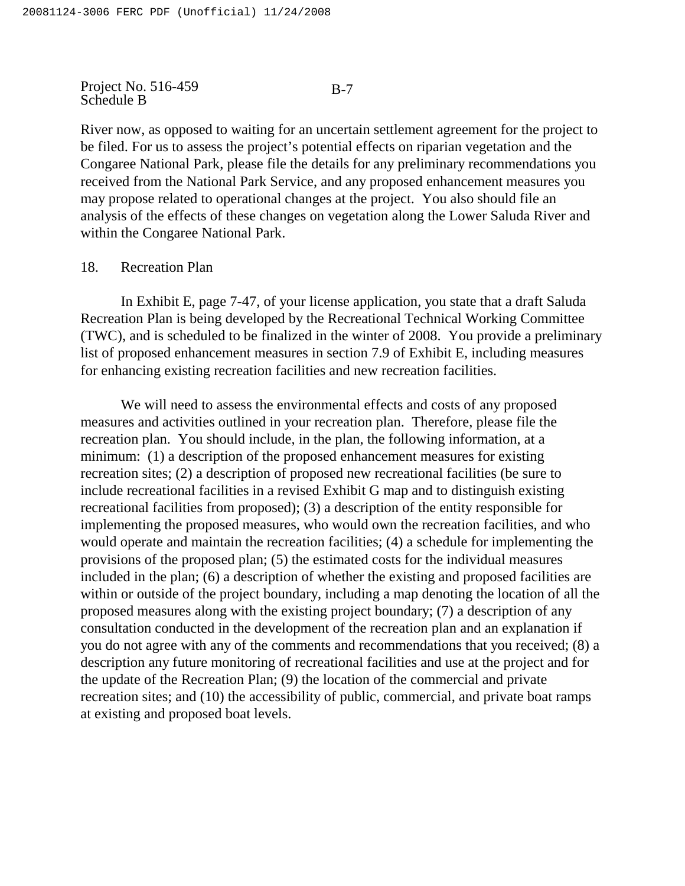River now, as opposed to waiting for an uncertain settlement agreement for the project to be filed. For us to assess the project's potential effects on riparian vegetation and the Congaree National Park, please file the details for any preliminary recommendations you received from the National Park Service, and any proposed enhancement measures you may propose related to operational changes at the project. You also should file an analysis of the effects of these changes on vegetation along the Lower Saluda River and within the Congaree National Park.

18. Recreation Plan

In Exhibit E, page 7-47, of your license application, you state that a draft Saluda Recreation Plan is being developed by the Recreational Technical Working Committee (TWC), and is scheduled to be finalized in the winter of 2008. You provide a preliminary list of proposed enhancement measures in section 7.9 of Exhibit E, including measures for enhancing existing recreation facilities and new recreation facilities.

We will need to assess the environmental effects and costs of any proposed measures and activities outlined in your recreation plan. Therefore, please file the recreation plan. You should include, in the plan, the following information, at a minimum: (1) a description of the proposed enhancement measures for existing recreation sites; (2) a description of proposed new recreational facilities (be sure to include recreational facilities in a revised Exhibit G map and to distinguish existing recreational facilities from proposed); (3) a description of the entity responsible for implementing the proposed measures, who would own the recreation facilities, and who would operate and maintain the recreation facilities; (4) a schedule for implementing the provisions of the proposed plan; (5) the estimated costs for the individual measures included in the plan; (6) a description of whether the existing and proposed facilities are within or outside of the project boundary, including a map denoting the location of all the proposed measures along with the existing project boundary; (7) a description of any consultation conducted in the development of the recreation plan and an explanation if you do not agree with any of the comments and recommendations that you received; (8) a description any future monitoring of recreational facilities and use at the project and for the update of the Recreation Plan; (9) the location of the commercial and private recreation sites; and (10) the accessibility of public, commercial, and private boat ramps at existing and proposed boat levels.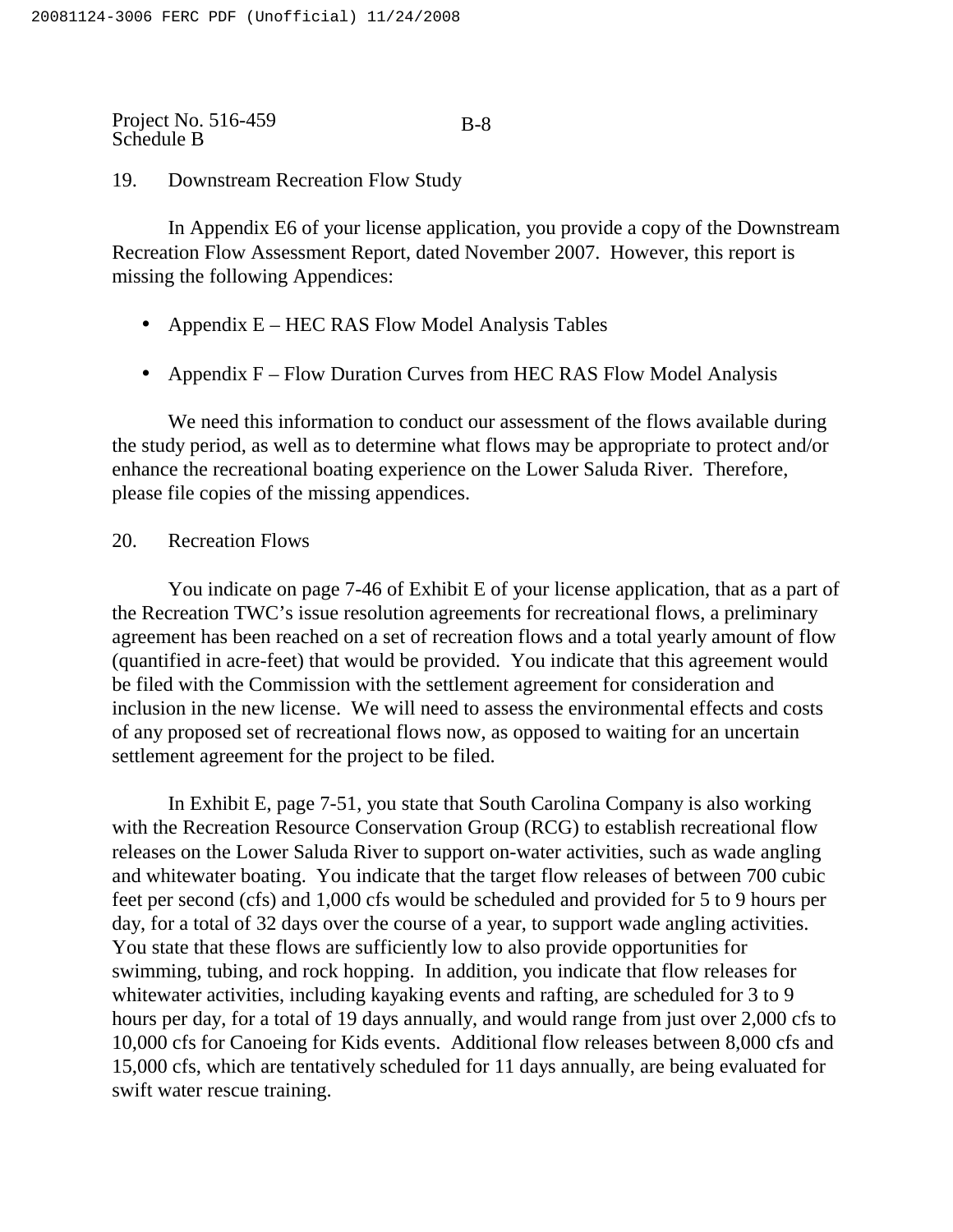19. Downstream Recreation Flow Study

In Appendix E6 of your license application, you provide a copy of the Downstream Recreation Flow Assessment Report, dated November 2007. However, this report is missing the following Appendices:

- Appendix E – HEC RAS Flow Model Analysis Tables
- Appendix F – Flow Duration Curves from HEC RAS Flow Model Analysis

We need this information to conduct our assessment of the flows available during the study period, as well as to determine what flows may be appropriate to protect and/or enhance the recreational boating experience on the Lower Saluda River. Therefore, please file copies of the missing appendices.

20. Recreation Flows

You indicate on page 7-46 of Exhibit E of your license application, that as a part of the Recreation TWC's issue resolution agreements for recreational flows, a preliminary agreement has been reached on a set of recreation flows and a total yearly amount of flow (quantified in acre-feet) that would be provided. You indicate that this agreement would be filed with the Commission with the settlement agreement for consideration and inclusion in the new license. We will need to assess the environmental effects and costs of any proposed set of recreational flows now, as opposed to waiting for an uncertain settlement agreement for the project to be filed.

In Exhibit E, page 7-51, you state that South Carolina Company is also working with the Recreation Resource Conservation Group (RCG) to establish recreational flow releases on the Lower Saluda River to support on-water activities, such as wade angling and whitewater boating. You indicate that the target flow releases of between 700 cubic feet per second (cfs) and 1,000 cfs would be scheduled and provided for 5 to 9 hours per day, for a total of 32 days over the course of a year, to support wade angling activities. You state that these flows are sufficiently low to also provide opportunities for swimming, tubing, and rock hopping. In addition, you indicate that flow releases for whitewater activities, including kayaking events and rafting, are scheduled for 3 to 9 hours per day, for a total of 19 days annually, and would range from just over 2,000 cfs to 10,000 cfs for Canoeing for Kids events. Additional flow releases between 8,000 cfs and 15,000 cfs, which are tentatively scheduled for 11 days annually, are being evaluated for swift water rescue training.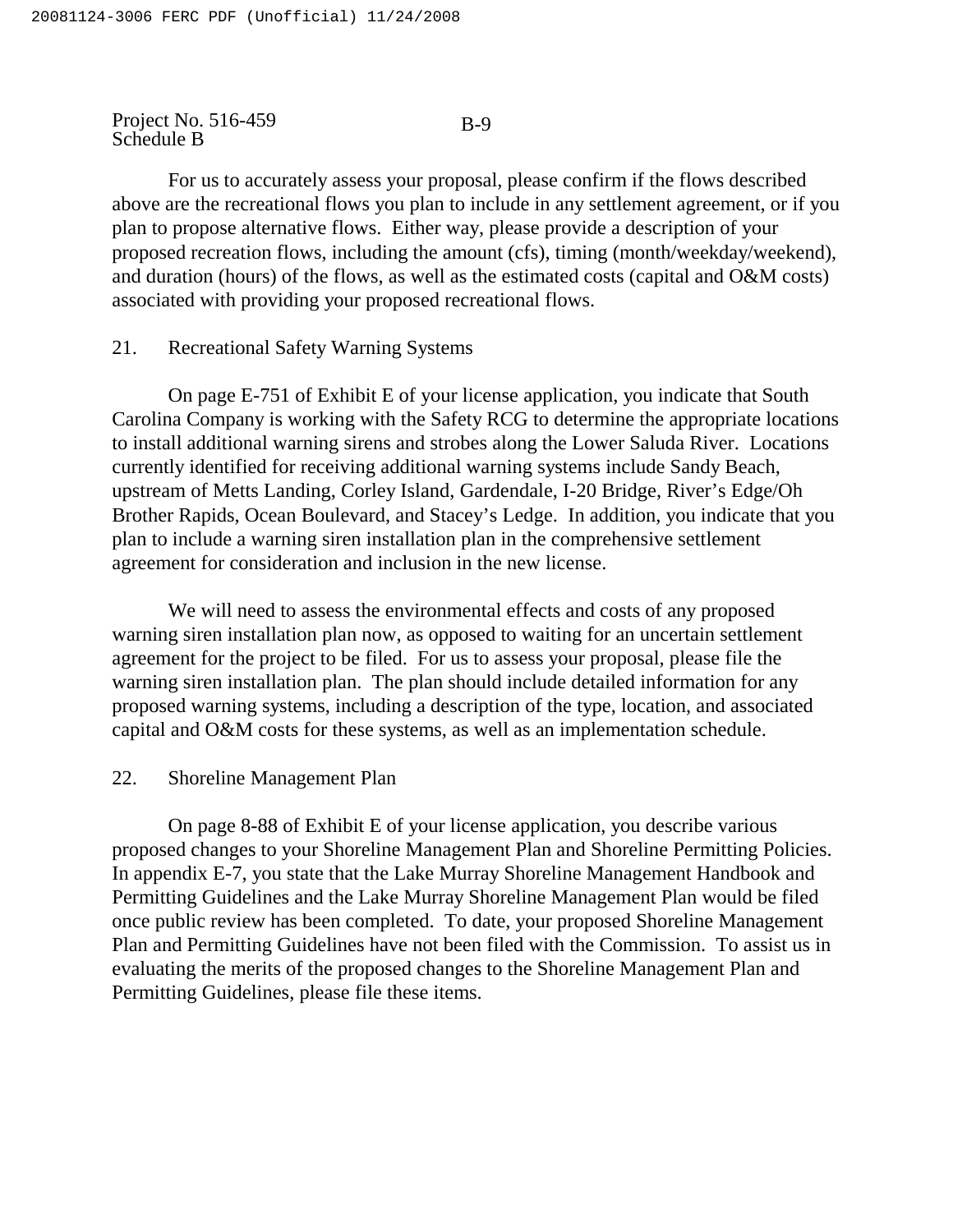For us to accurately assess your proposal, please confirm if the flows described above are the recreational flows you plan to include in any settlement agreement, or if you plan to propose alternative flows. Either way, please provide a description of your proposed recreation flows, including the amount (cfs), timing (month/weekday/weekend), and duration (hours) of the flows, as well as the estimated costs (capital and O&M costs) associated with providing your proposed recreational flows.

21. Recreational Safety Warning Systems

On page E-751 of Exhibit E of your license application, you indicate that South Carolina Company is working with the Safety RCG to determine the appropriate locations to install additional warning sirens and strobes along the Lower Saluda River. Locations currently identified for receiving additional warning systems include Sandy Beach, upstream of Metts Landing, Corley Island, Gardendale, I-20 Bridge, River's Edge/Oh Brother Rapids, Ocean Boulevard, and Stacey's Ledge. In addition, you indicate that you plan to include a warning siren installation plan in the comprehensive settlement agreement for consideration and inclusion in the new license.

We will need to assess the environmental effects and costs of any proposed warning siren installation plan now, as opposed to waiting for an uncertain settlement agreement for the project to be filed. For us to assess your proposal, please file the warning siren installation plan. The plan should include detailed information for any proposed warning systems, including a description of the type, location, and associated capital and O&M costs for these systems, as well as an implementation schedule.

22. Shoreline Management Plan

On page 8-88 of Exhibit E of your license application, you describe various proposed changes to your Shoreline Management Plan and Shoreline Permitting Policies. In appendix E-7, you state that the Lake Murray Shoreline Management Handbook and Permitting Guidelines and the Lake Murray Shoreline Management Plan would be filed once public review has been completed. To date, your proposed Shoreline Management Plan and Permitting Guidelines have not been filed with the Commission. To assist us in evaluating the merits of the proposed changes to the Shoreline Management Plan and Permitting Guidelines, please file these items.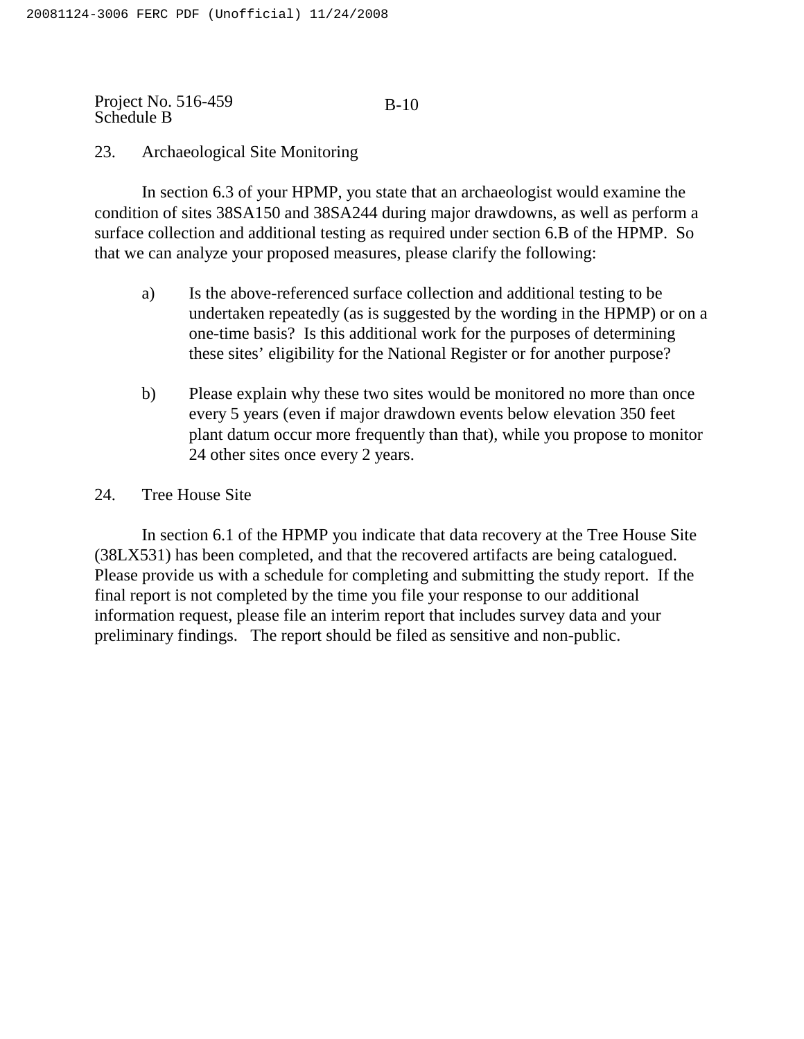23. Archaeological Site Monitoring

In section 6.3 of your HPMP, you state that an archaeologist would examine the condition of sites 38SA150 and 38SA244 during major drawdowns, as well as perform a surface collection and additional testing as required under section 6.B of the HPMP. So that we can analyze your proposed measures, please clarify the following:

a) Is the above-referenced surface collection and additional testing to be undertaken repeatedly (as is suggested by the wording in the HPMP) or on a one-time basis? Is this additional work for the purposes of determining these sites' eligibility for the National Register or for another purpose?

b) Please explain why these two sites would be monitored no more than once every 5 years (even if major drawdown events below elevation 350 feet plant datum occur more frequently than that), while you propose to monitor 24 other sites once every 2 years.

24. Tree House Site

In section 6.1 of the HPMP you indicate that data recovery at the Tree House Site (38LX531) has been completed, and that the recovered artifacts are being catalogued. Please provide us with a schedule for completing and submitting the study report. If the final report is not completed by the time you file your response to our additional information request, please file an interim report that includes survey data and your preliminary findings. The report should be filed as sensitive and non-public.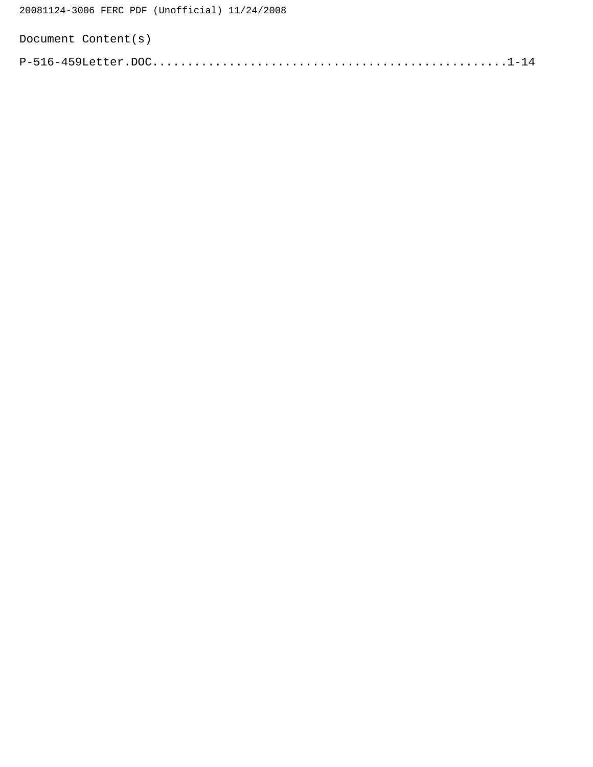Document Content(s)

P-516-459Letter.DOC.................................................1-14